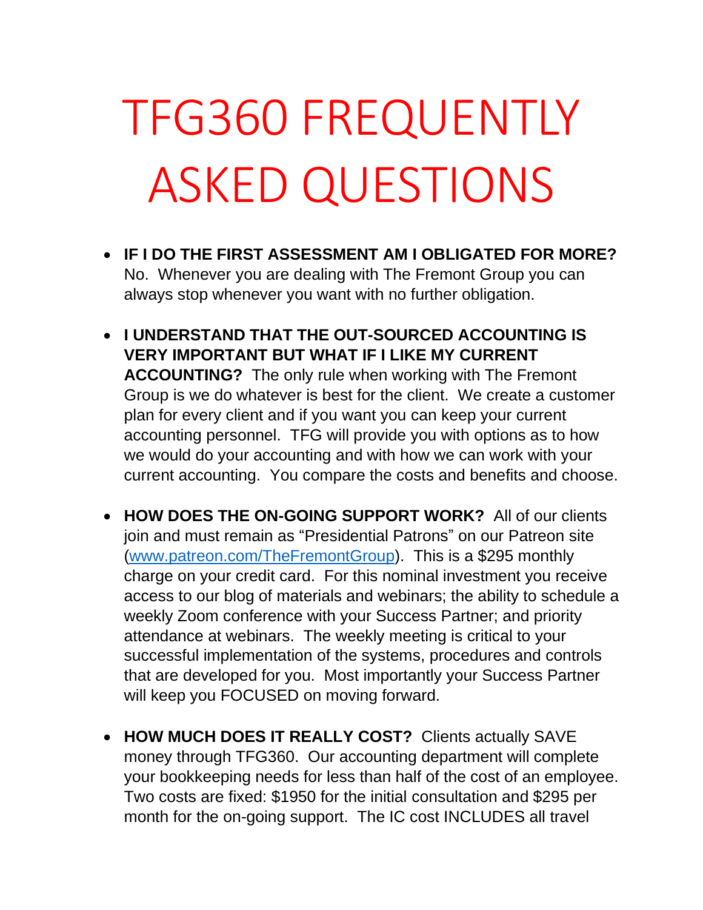# TFG360 FREQUENTLY ASKED QUESTIONS

- **IF I DO THE FIRST ASSESSMENT AM I OBLIGATED FOR MORE?** No. Whenever you are dealing with The Fremont Group you can always stop whenever you want with no further obligation.

- **I UNDERSTAND THAT THE OUT-SOURCED ACCOUNTING IS VERY IMPORTANT BUT WHAT IF I LIKE MY CURRENT ACCOUNTING?** The only rule when working with The Fremont Group is we do whatever is best for the client. We create a customer plan for every client and if you want you can keep your current accounting personnel. TFG will provide you with options as to how we would do your accounting and with how we can work with your current accounting. You compare the costs and benefits and choose.

- **HOW DOES THE ON-GOING SUPPORT WORK?** All of our clients join and must remain as "Presidential Patrons" on our Patreon site ([www.patreon.com/TheFremontGroup](www.patreon.com/TheFremontGroup)). This is a $295 monthly charge on your credit card. For this nominal investment you receive access to our blog of materials and webinars; the ability to schedule a weekly Zoom conference with your Success Partner; and priority attendance at webinars. The weekly meeting is critical to your successful implementation of the systems, procedures and controls that are developed for you. Most importantly your Success Partner will keep you FOCUSED on moving forward.

- **HOW MUCH DOES IT REALLY COST?** Clients actually SAVE money through TFG360. Our accounting department will complete your bookkeeping needs for less than half of the cost of an employee. Two costs are fixed: $1950 for the initial consultation and $295 per month for the on-going support. The IC cost INCLUDES all travel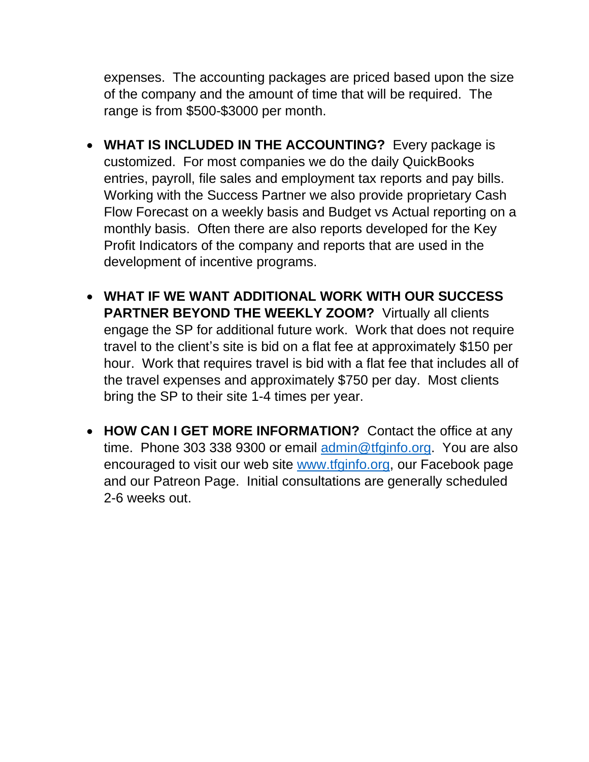expenses. The accounting packages are priced based upon the size of the company and the amount of time that will be required. The range is from $500-$3000 per month.

- **WHAT IS INCLUDED IN THE ACCOUNTING?** Every package is customized. For most companies we do the daily QuickBooks entries, payroll, file sales and employment tax reports and pay bills. Working with the Success Partner we also provide proprietary Cash Flow Forecast on a weekly basis and Budget vs Actual reporting on a monthly basis. Often there are also reports developed for the Key Profit Indicators of the company and reports that are used in the development of incentive programs.

- **WHAT IF WE WANT ADDITIONAL WORK WITH OUR SUCCESS PARTNER BEYOND THE WEEKLY ZOOM?** Virtually all clients engage the SP for additional future work. Work that does not require travel to the client's site is bid on a flat fee at approximately $150 per hour. Work that requires travel is bid with a flat fee that includes all of the travel expenses and approximately $750 per day. Most clients bring the SP to their site 1-4 times per year.

- **HOW CAN I GET MORE INFORMATION?** Contact the office at any time. Phone 303 338 9300 or email [admin@tfginfo.org](mailto:admin@tfginfo.org). You are also encouraged to visit our web site [www.tfginfo.org](http://www.tfginfo.org), our Facebook page and our Patreon Page. Initial consultations are generally scheduled 2-6 weeks out.